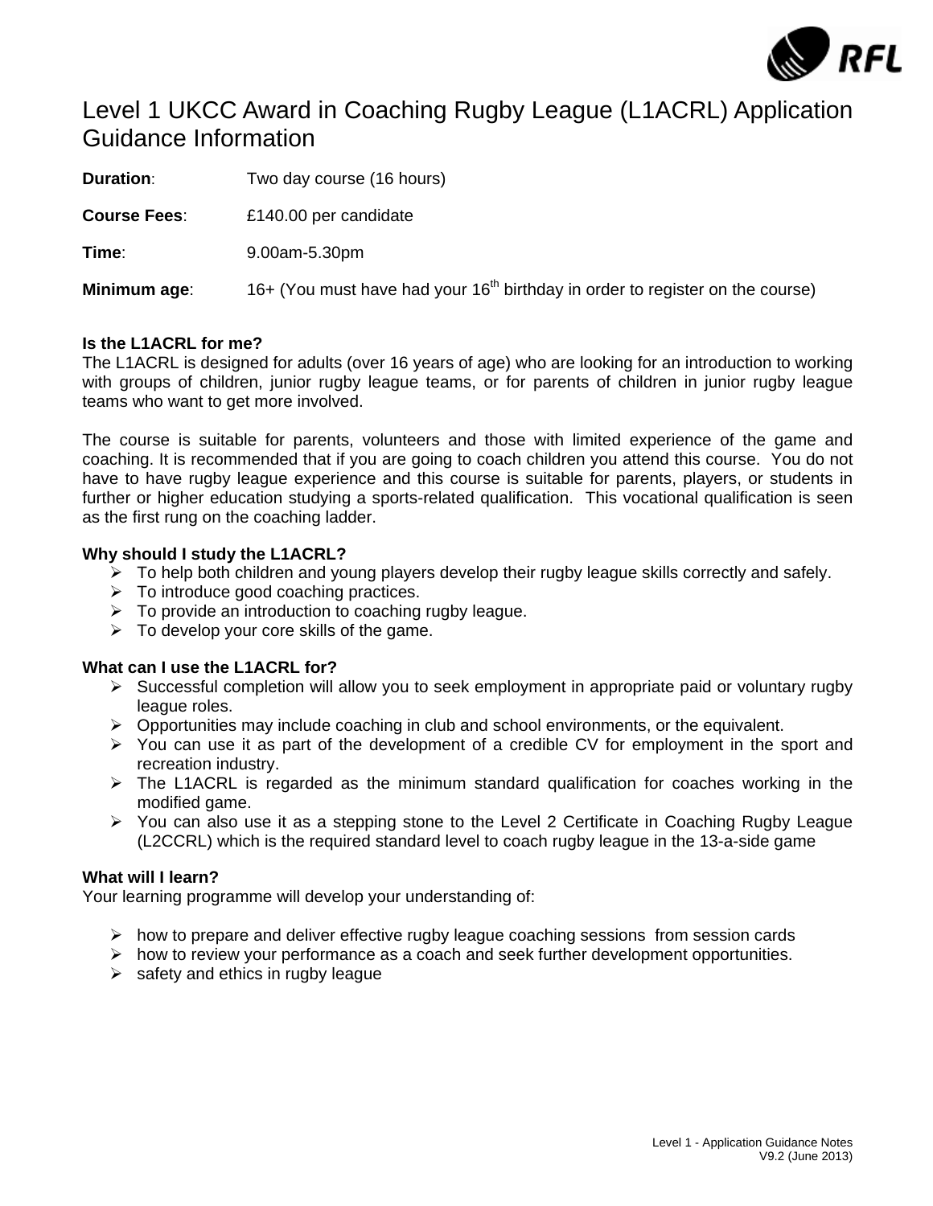# Level 1 UKCC Award in Coaching Rugby League (L1ACRL) Application Guidance Information

**Duration**: Two day course (16 hours)

**Course Fees**: £140.00 per candidate

**Time**: 9.00am-5.30pm

**Minimum age**: 16+ (You must have had your 16th birthday in order to register on the course)

**Is the L1ACRL for me?**

The L1ACRL is designed for adults (over 16 years of age) who are looking for an introduction to working with groups of children, junior rugby league teams, or for parents of children in junior rugby league teams who want to get more involved.

The course is suitable for parents, volunteers and those with limited experience of the game and coaching. It is recommended that if you are going to coach children you attend this course. You do not have to have rugby league experience and this course is suitable for parents, players, or students in further or higher education studying a sports-related qualification. This vocational qualification is seen as the first rung on the coaching ladder.

**Why should I study the L1ACRL?**

- To help both children and young players develop their rugby league skills correctly and safely.
- To introduce good coaching practices.
- To provide an introduction to coaching rugby league.
- To develop your core skills of the game.

**What can I use the L1ACRL for?**

- Successful completion will allow you to seek employment in appropriate paid or voluntary rugby league roles.
- Opportunities may include coaching in club and school environments, or the equivalent.
- You can use it as part of the development of a credible CV for employment in the sport and recreation industry.
- The L1ACRL is regarded as the minimum standard qualification for coaches working in the modified game.
- You can also use it as a stepping stone to the Level 2 Certificate in Coaching Rugby League (L2CCRL) which is the required standard level to coach rugby league in the 13-a-side game

**What will I learn?**

Your learning programme will develop your understanding of:

- how to prepare and deliver effective rugby league coaching sessions from session cards
- how to review your performance as a coach and seek further development opportunities.
- safety and ethics in rugby league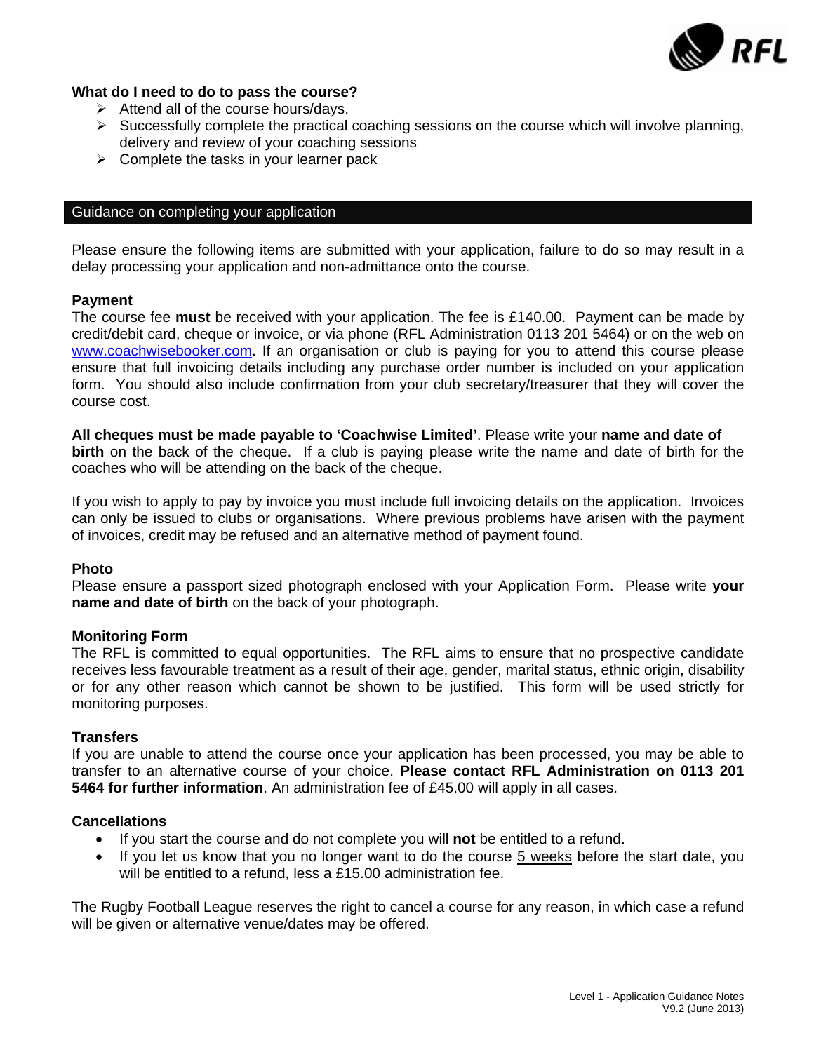### What do I need to do to pass the course?

- Attend all of the course hours/days.
- Successfully complete the practical coaching sessions on the course which will involve planning, delivery and review of your coaching sessions
- Complete the tasks in your learner pack

## Guidance on completing your application

Please ensure the following items are submitted with your application, failure to do so may result in a delay processing your application and non-admittance onto the course.

### Payment

The course fee **must** be received with your application. The fee is £140.00. Payment can be made by credit/debit card, cheque or invoice, or via phone (RFL Administration 0113 201 5464) or on the web on www.coachwisebooker.com. If an organisation or club is paying for you to attend this course please ensure that full invoicing details including any purchase order number is included on your application form. You should also include confirmation from your club secretary/treasurer that they will cover the course cost.

**All cheques must be made payable to 'Coachwise Limited'**. Please write your **name and date of birth** on the back of the cheque. If a club is paying please write the name and date of birth for the coaches who will be attending on the back of the cheque.

If you wish to apply to pay by invoice you must include full invoicing details on the application. Invoices can only be issued to clubs or organisations. Where previous problems have arisen with the payment of invoices, credit may be refused and an alternative method of payment found.

### Photo

Please ensure a passport sized photograph enclosed with your Application Form. Please write **your name and date of birth** on the back of your photograph.

### Monitoring Form

The RFL is committed to equal opportunities. The RFL aims to ensure that no prospective candidate receives less favourable treatment as a result of their age, gender, marital status, ethnic origin, disability or for any other reason which cannot be shown to be justified. This form will be used strictly for monitoring purposes.

### Transfers

If you are unable to attend the course once your application has been processed, you may be able to transfer to an alternative course of your choice. **Please contact RFL Administration on 0113 201 5464 for further information**. An administration fee of £45.00 will apply in all cases.

### Cancellations

- If you start the course and do not complete you will **not** be entitled to a refund.
- If you let us know that you no longer want to do the course 5 weeks before the start date, you will be entitled to a refund, less a £15.00 administration fee.

The Rugby Football League reserves the right to cancel a course for any reason, in which case a refund will be given or alternative venue/dates may be offered.

Level 1 - Application Guidance Notes
V9.2 (June 2013)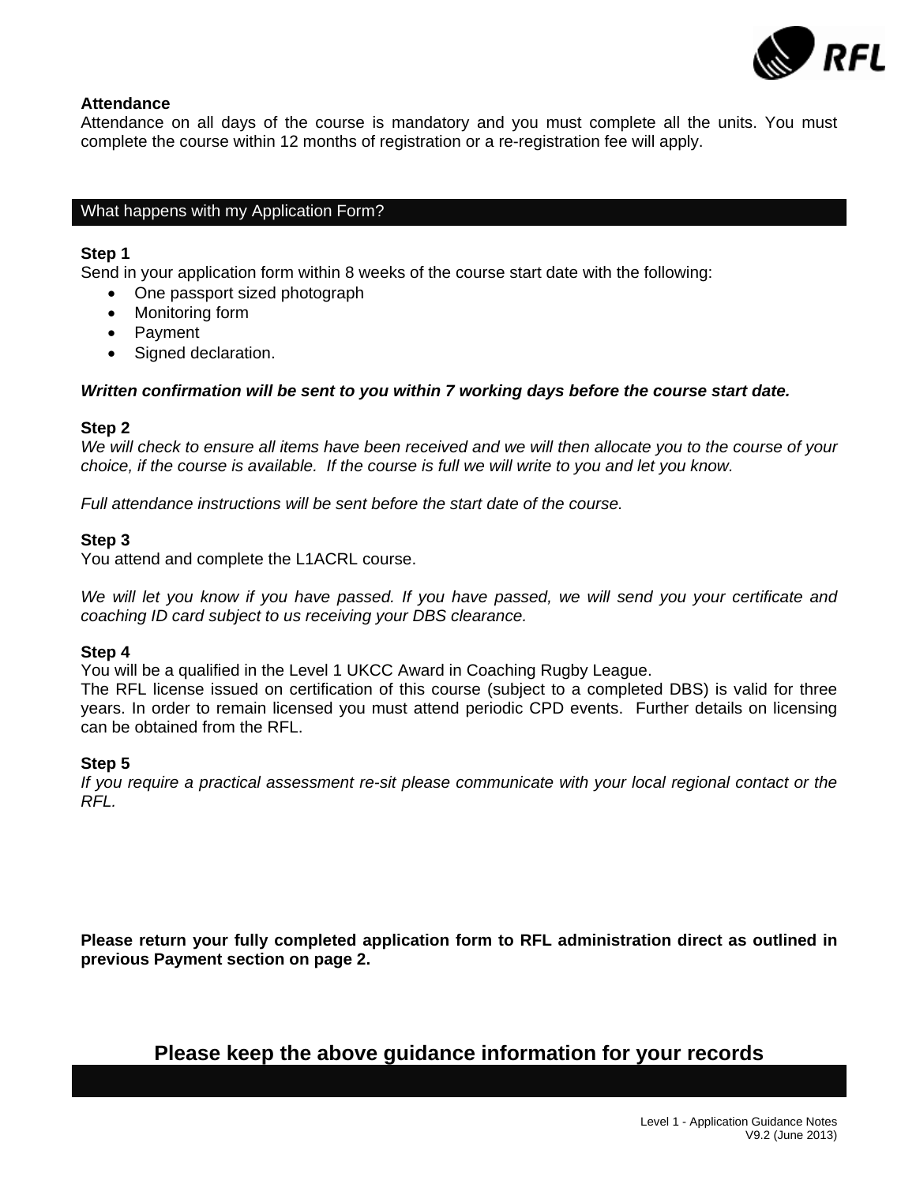**Attendance**

Attendance on all days of the course is mandatory and you must complete all the units. You must complete the course within 12 months of registration or a re-registration fee will apply.

## What happens with my Application Form?

**Step 1**

Send in your application form within 8 weeks of the course start date with the following:

- One passport sized photograph
- Monitoring form
- Payment
- Signed declaration.

***Written confirmation will be sent to you within 7 working days before the course start date.***

**Step 2**

*We will check to ensure all items have been received and we will then allocate you to the course of your choice, if the course is available. If the course is full we will write to you and let you know.*

*Full attendance instructions will be sent before the start date of the course.*

**Step 3**

You attend and complete the L1ACRL course.

*We will let you know if you have passed. If you have passed, we will send you your certificate and coaching ID card subject to us receiving your DBS clearance.*

**Step 4**

You will be a qualified in the Level 1 UKCC Award in Coaching Rugby League.

The RFL license issued on certification of this course (subject to a completed DBS) is valid for three years. In order to remain licensed you must attend periodic CPD events. Further details on licensing can be obtained from the RFL.

**Step 5**

*If you require a practical assessment re-sit please communicate with your local regional contact or the RFL.*

**Please return your fully completed application form to RFL administration direct as outlined in previous Payment section on page 2.**

## Please keep the above guidance information for your records